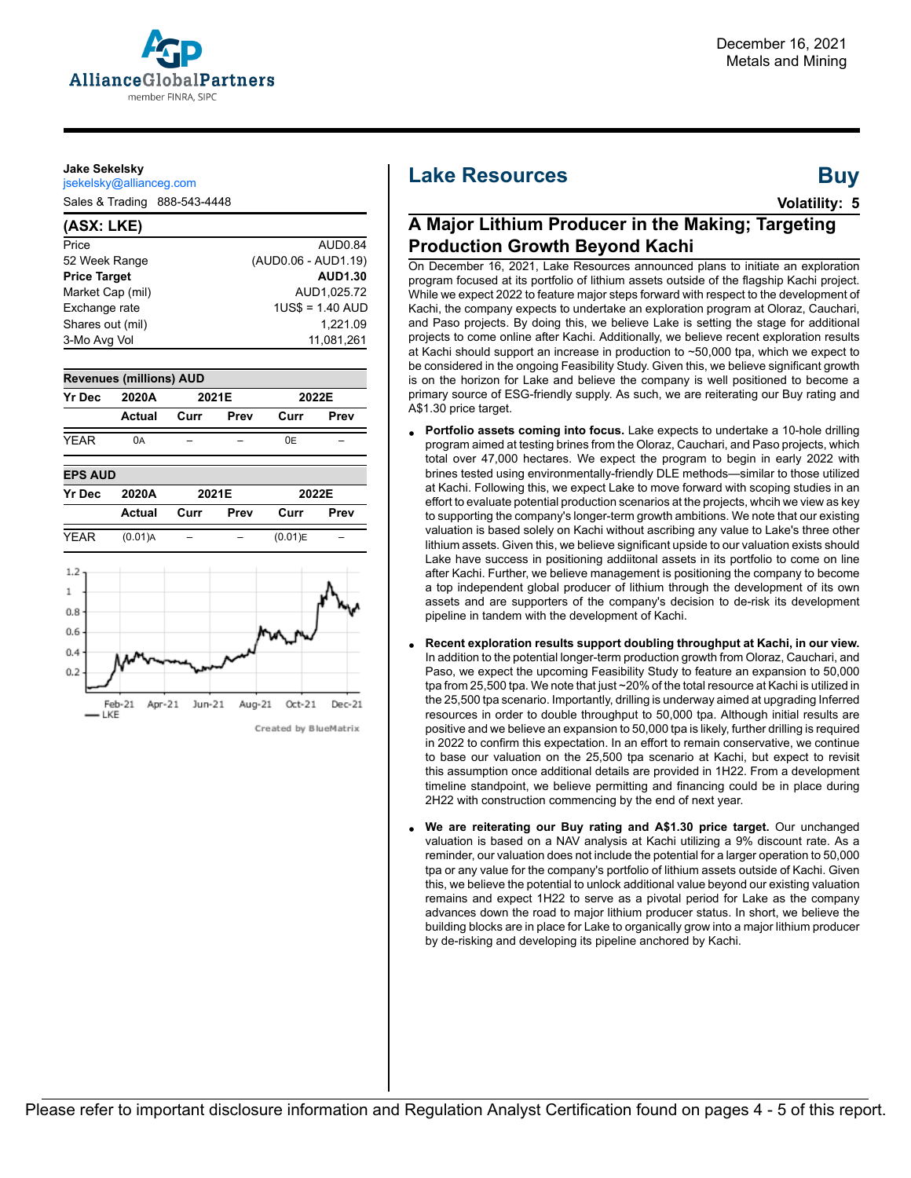AllianceGlobalPartners
member FINRA, SIPC

December 16, 2021
Metals and Mining

**Jake Sekelsky**
jsekelsky@allianceg.com
Sales & Trading 888-543-4448

## (ASX: LKE)

| | |
|---|---|
| Price | AUD0.84 |
| 52 Week Range | (AUD0.06 - AUD1.19) |
| **Price Target** | **AUD1.30** |
| Market Cap (mil) | AUD1,025.72 |
| Exchange rate | 1US$ = 1.40 AUD |
| Shares out (mil) | 1,221.09 |
| 3-Mo Avg Vol | 11,081,261 |

**Revenues (millions) AUD**

| Yr Dec | 2020A | 2021E | | 2022E | |
|---|---|---|---|---|---|
| | Actual | Curr | Prev | Curr | Prev |
| YEAR | 0A | – | – | 0E | – |

**EPS AUD**

| Yr Dec | 2020A | 2021E | | 2022E | |
|---|---|---|---|---|---|
| | Actual | Curr | Prev | Curr | Prev |
| YEAR | (0.01)A | – | – | (0.01)E | – |

Created by BlueMatrix

# Lake Resources — Buy

**Volatility: 5**

## A Major Lithium Producer in the Making; Targeting Production Growth Beyond Kachi

On December 16, 2021, Lake Resources announced plans to initiate an exploration program focused at its portfolio of lithium assets outside of the flagship Kachi project. While we expect 2022 to feature major steps forward with respect to the development of Kachi, the company expects to undertake an exploration program at Oloraz, Cauchari, and Paso projects. By doing this, we believe Lake is setting the stage for additional projects to come online after Kachi. Additionally, we believe recent exploration results at Kachi should support an increase in production to ~50,000 tpa, which we expect to be considered in the ongoing Feasibility Study. Given this, we believe significant growth is on the horizon for Lake and believe the company is well positioned to become a primary source of ESG-friendly supply. As such, we are reiterating our Buy rating and A$1.30 price target.

- **Portfolio assets coming into focus.** Lake expects to undertake a 10-hole drilling program aimed at testing brines from the Oloraz, Cauchari, and Paso projects, which total over 47,000 hectares. We expect the program to begin in early 2022 with brines tested using environmentally-friendly DLE methods—similar to those utilized at Kachi. Following this, we expect Lake to move forward with scoping studies in an effort to evaluate potential production scenarios at the projects, whcih we view as key to supporting the company's longer-term growth ambitions. We note that our existing valuation is based solely on Kachi without ascribing any value to Lake's three other lithium assets. Given this, we believe significant upside to our valuation exists should Lake have success in positioning addiitonal assets in its portfolio to come on line after Kachi. Further, we believe management is positioning the company to become a top independent global producer of lithium through the development of its own assets and are supporters of the company's decision to de-risk its development pipeline in tandem with the development of Kachi.

- **Recent exploration results support doubling throughput at Kachi, in our view.** In addition to the potential longer-term production growth from Oloraz, Cauchari, and Paso, we expect the upcoming Feasibility Study to feature an expansion to 50,000 tpa from 25,500 tpa. We note that just ~20% of the total resource at Kachi is utilized in the 25,500 tpa scenario. Importantly, drilling is underway aimed at upgrading Inferred resources in order to double throughput to 50,000 tpa. Although initial results are positive and we believe an expansion to 50,000 tpa is likely, further drilling is required in 2022 to confirm this expectation. In an effort to remain conservative, we continue to base our valuation on the 25,500 tpa scenario at Kachi, but expect to revisit this assumption once additional details are provided in 1H22. From a development timeline standpoint, we believe permitting and financing could be in place during 2H22 with construction commencing by the end of next year.

- **We are reiterating our Buy rating and A$1.30 price target.** Our unchanged valuation is based on a NAV analysis at Kachi utilizing a 9% discount rate. As a reminder, our valuation does not include the potential for a larger operation to 50,000 tpa or any value for the company's portfolio of lithium assets outside of Kachi. Given this, we believe the potential to unlock additional value beyond our existing valuation remains and expect 1H22 to serve as a pivotal period for Lake as the company advances down the road to major lithium producer status. In short, we believe the building blocks are in place for Lake to organically grow into a major lithium producer by de-risking and developing its pipeline anchored by Kachi.

Please refer to important disclosure information and Regulation Analyst Certification found on pages 4 - 5 of this report.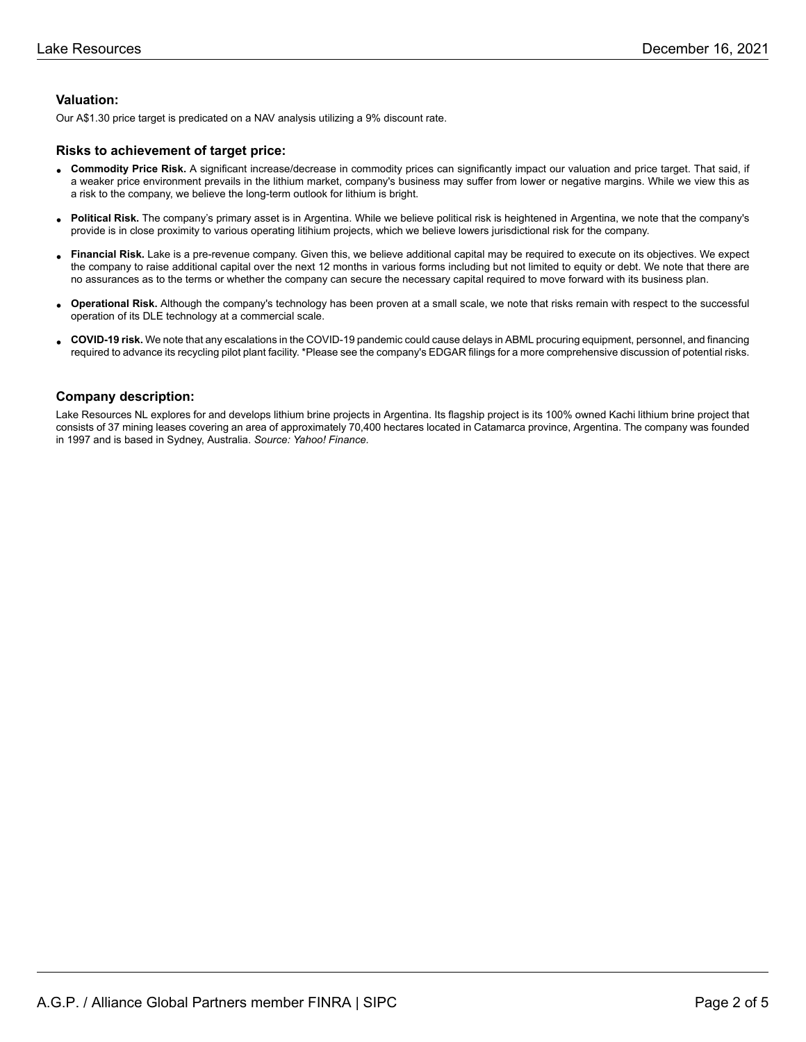### Valuation:

Our A$1.30 price target is predicated on a NAV analysis utilizing a 9% discount rate.

### Risks to achievement of target price:

- **Commodity Price Risk.** A significant increase/decrease in commodity prices can significantly impact our valuation and price target. That said, if a weaker price environment prevails in the lithium market, company's business may suffer from lower or negative margins. While we view this as a risk to the company, we believe the long-term outlook for lithium is bright.
- **Political Risk.** The company's primary asset is in Argentina. While we believe political risk is heightened in Argentina, we note that the company's provide is in close proximity to various operating litihium projects, which we believe lowers jurisdictional risk for the company.
- **Financial Risk.** Lake is a pre-revenue company. Given this, we believe additional capital may be required to execute on its objectives. We expect the company to raise additional capital over the next 12 months in various forms including but not limited to equity or debt. We note that there are no assurances as to the terms or whether the company can secure the necessary capital required to move forward with its business plan.
- **Operational Risk.** Although the company's technology has been proven at a small scale, we note that risks remain with respect to the successful operation of its DLE technology at a commercial scale.
- **COVID-19 risk.** We note that any escalations in the COVID-19 pandemic could cause delays in ABML procuring equipment, personnel, and financing required to advance its recycling pilot plant facility. *Please see the company's EDGAR filings for a more comprehensive discussion of potential risks.

### Company description:

Lake Resources NL explores for and develops lithium brine projects in Argentina. Its flagship project is its 100% owned Kachi lithium brine project that consists of 37 mining leases covering an area of approximately 70,400 hectares located in Catamarca province, Argentina. The company was founded in 1997 and is based in Sydney, Australia. *Source: Yahoo! Finance.*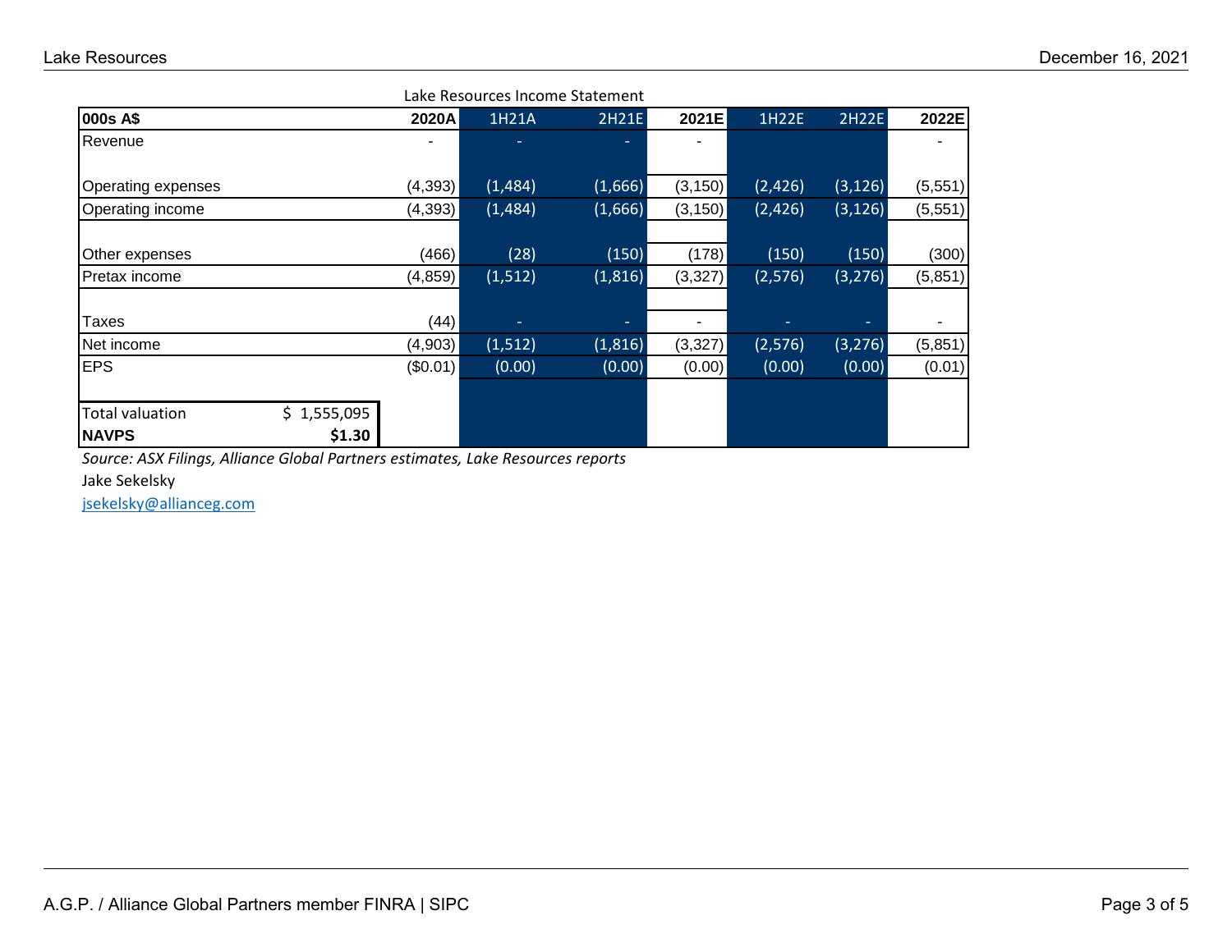Lake Resources Income Statement

| 000s A$ | 2020A | 1H21A | 2H21E | 2021E | 1H22E | 2H22E | 2022E |
|---|---|---|---|---|---|---|---|
| Revenue | - | - | - | - | | | - |
| Operating expenses | (4,393) | (1,484) | (1,666) | (3,150) | (2,426) | (3,126) | (5,551) |
| Operating income | (4,393) | (1,484) | (1,666) | (3,150) | (2,426) | (3,126) | (5,551) |
| Other expenses | (466) | (28) | (150) | (178) | (150) | (150) | (300) |
| Pretax income | (4,859) | (1,512) | (1,816) | (3,327) | (2,576) | (3,276) | (5,851) |
| Taxes | (44) | - | - | - | - | - | - |
| Net income | (4,903) | (1,512) | (1,816) | (3,327) | (2,576) | (3,276) | (5,851) |
| EPS | ($0.01) | (0.00) | (0.00) | (0.00) | (0.00) | (0.00) | (0.01) |

| | |
|---|---|
| Total valuation | $ 1,555,095 |
| **NAVPS** | **$1.30** |

*Source: ASX Filings, Alliance Global Partners estimates, Lake Resources reports*

Jake Sekelsky

jsekelsky@allianceg.com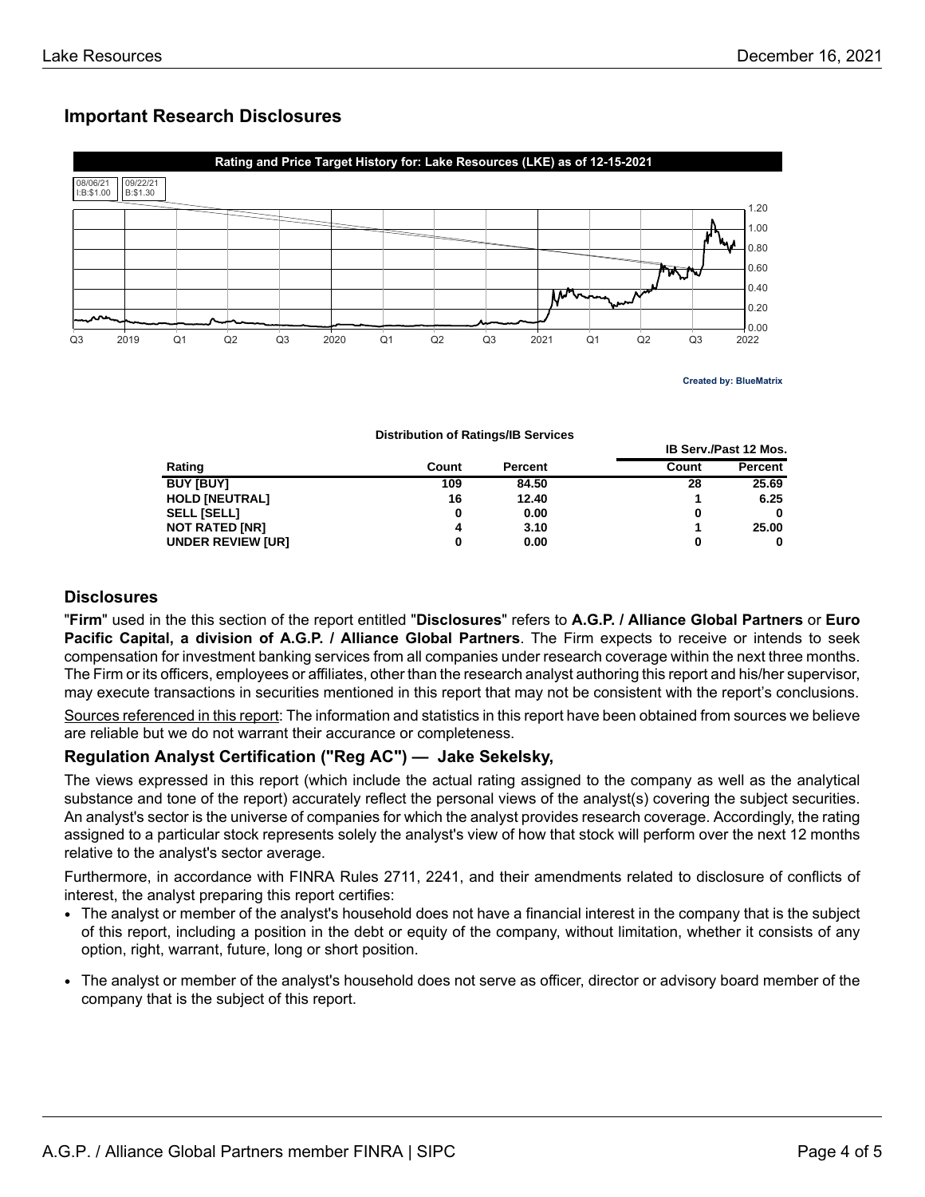## Important Research Disclosures

**Rating and Price Target History for: Lake Resources (LKE) as of 12-15-2021**

08/06/21 I:B:$1.00 | 09/22/21 B:$1.30

Created by: BlueMatrix

**Distribution of Ratings/IB Services**

| Rating | Count | Percent | IB Serv./Past 12 Mos. Count | Percent |
|---|---|---|---|---|
| **BUY [BUY]** | **109** | **84.50** | **28** | **25.69** |
| **HOLD [NEUTRAL]** | **16** | **12.40** | **1** | **6.25** |
| **SELL [SELL]** | **0** | **0.00** | **0** | **0** |
| **NOT RATED [NR]** | **4** | **3.10** | **1** | **25.00** |
| **UNDER REVIEW [UR]** | **0** | **0.00** | **0** | **0** |

### Disclosures

"**Firm**" used in the this section of the report entitled "**Disclosures**" refers to **A.G.P. / Alliance Global Partners** or **Euro Pacific Capital, a division of A.G.P. / Alliance Global Partners**. The Firm expects to receive or intends to seek compensation for investment banking services from all companies under research coverage within the next three months. The Firm or its officers, employees or affiliates, other than the research analyst authoring this report and his/her supervisor, may execute transactions in securities mentioned in this report that may not be consistent with the report's conclusions.

Sources referenced in this report: The information and statistics in this report have been obtained from sources we believe are reliable but we do not warrant their accurance or completeness.

### Regulation Analyst Certification ("Reg AC") — Jake Sekelsky,

The views expressed in this report (which include the actual rating assigned to the company as well as the analytical substance and tone of the report) accurately reflect the personal views of the analyst(s) covering the subject securities. An analyst's sector is the universe of companies for which the analyst provides research coverage. Accordingly, the rating assigned to a particular stock represents solely the analyst's view of how that stock will perform over the next 12 months relative to the analyst's sector average.

Furthermore, in accordance with FINRA Rules 2711, 2241, and their amendments related to disclosure of conflicts of interest, the analyst preparing this report certifies:

- The analyst or member of the analyst's household does not have a financial interest in the company that is the subject of this report, including a position in the debt or equity of the company, without limitation, whether it consists of any option, right, warrant, future, long or short position.
- The analyst or member of the analyst's household does not serve as officer, director or advisory board member of the company that is the subject of this report.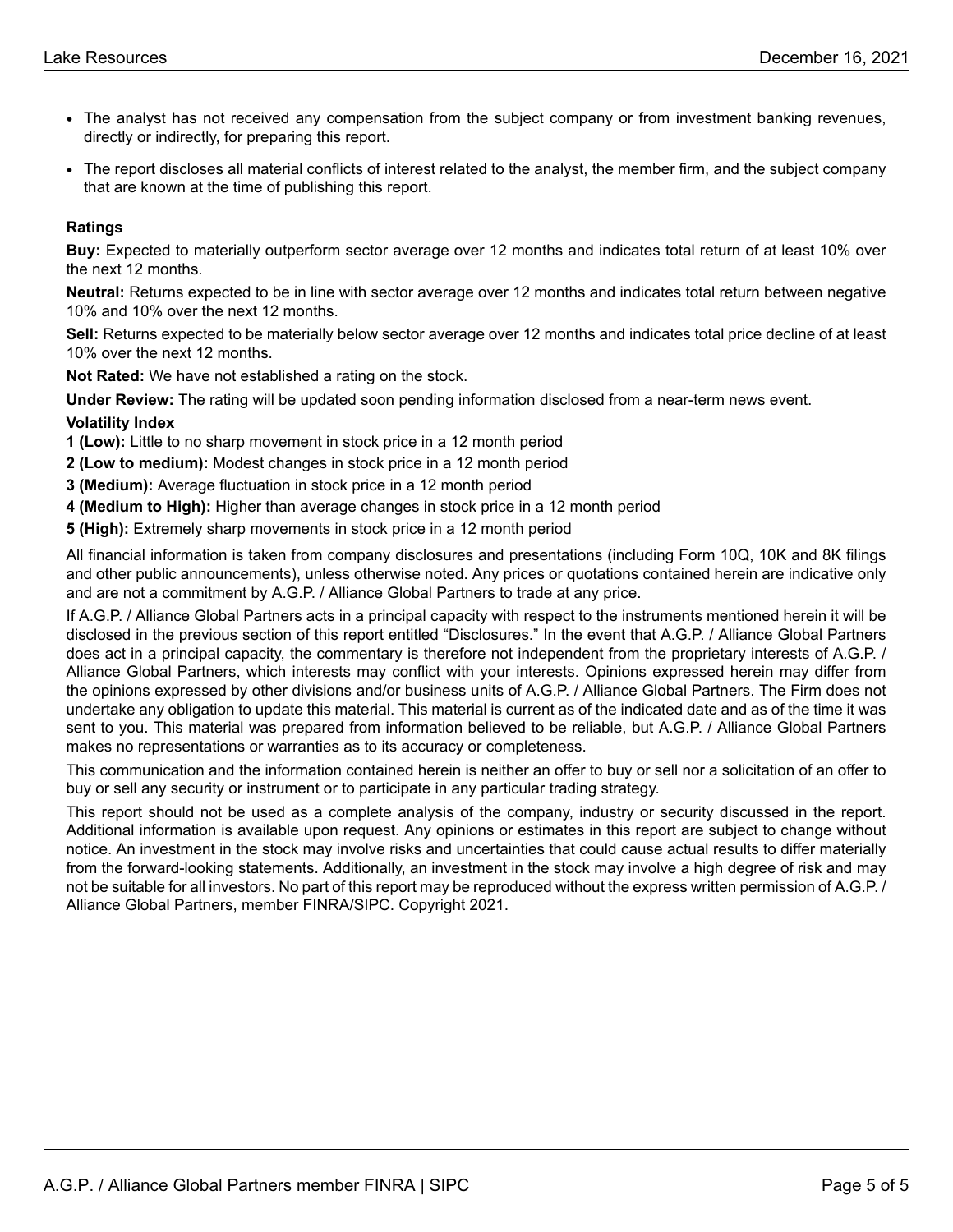- The analyst has not received any compensation from the subject company or from investment banking revenues, directly or indirectly, for preparing this report.
- The report discloses all material conflicts of interest related to the analyst, the member firm, and the subject company that are known at the time of publishing this report.

**Ratings**

**Buy:** Expected to materially outperform sector average over 12 months and indicates total return of at least 10% over the next 12 months.

**Neutral:** Returns expected to be in line with sector average over 12 months and indicates total return between negative 10% and 10% over the next 12 months.

**Sell:** Returns expected to be materially below sector average over 12 months and indicates total price decline of at least 10% over the next 12 months.

**Not Rated:** We have not established a rating on the stock.

**Under Review:** The rating will be updated soon pending information disclosed from a near-term news event.

**Volatility Index**

**1 (Low):** Little to no sharp movement in stock price in a 12 month period

**2 (Low to medium):** Modest changes in stock price in a 12 month period

**3 (Medium):** Average fluctuation in stock price in a 12 month period

**4 (Medium to High):** Higher than average changes in stock price in a 12 month period

**5 (High):** Extremely sharp movements in stock price in a 12 month period

All financial information is taken from company disclosures and presentations (including Form 10Q, 10K and 8K filings and other public announcements), unless otherwise noted. Any prices or quotations contained herein are indicative only and are not a commitment by A.G.P. / Alliance Global Partners to trade at any price.

If A.G.P. / Alliance Global Partners acts in a principal capacity with respect to the instruments mentioned herein it will be disclosed in the previous section of this report entitled "Disclosures." In the event that A.G.P. / Alliance Global Partners does act in a principal capacity, the commentary is therefore not independent from the proprietary interests of A.G.P. / Alliance Global Partners, which interests may conflict with your interests. Opinions expressed herein may differ from the opinions expressed by other divisions and/or business units of A.G.P. / Alliance Global Partners. The Firm does not undertake any obligation to update this material. This material is current as of the indicated date and as of the time it was sent to you. This material was prepared from information believed to be reliable, but A.G.P. / Alliance Global Partners makes no representations or warranties as to its accuracy or completeness.

This communication and the information contained herein is neither an offer to buy or sell nor a solicitation of an offer to buy or sell any security or instrument or to participate in any particular trading strategy.

This report should not be used as a complete analysis of the company, industry or security discussed in the report. Additional information is available upon request. Any opinions or estimates in this report are subject to change without notice. An investment in the stock may involve risks and uncertainties that could cause actual results to differ materially from the forward-looking statements. Additionally, an investment in the stock may involve a high degree of risk and may not be suitable for all investors. No part of this report may be reproduced without the express written permission of A.G.P. / Alliance Global Partners, member FINRA/SIPC. Copyright 2021.